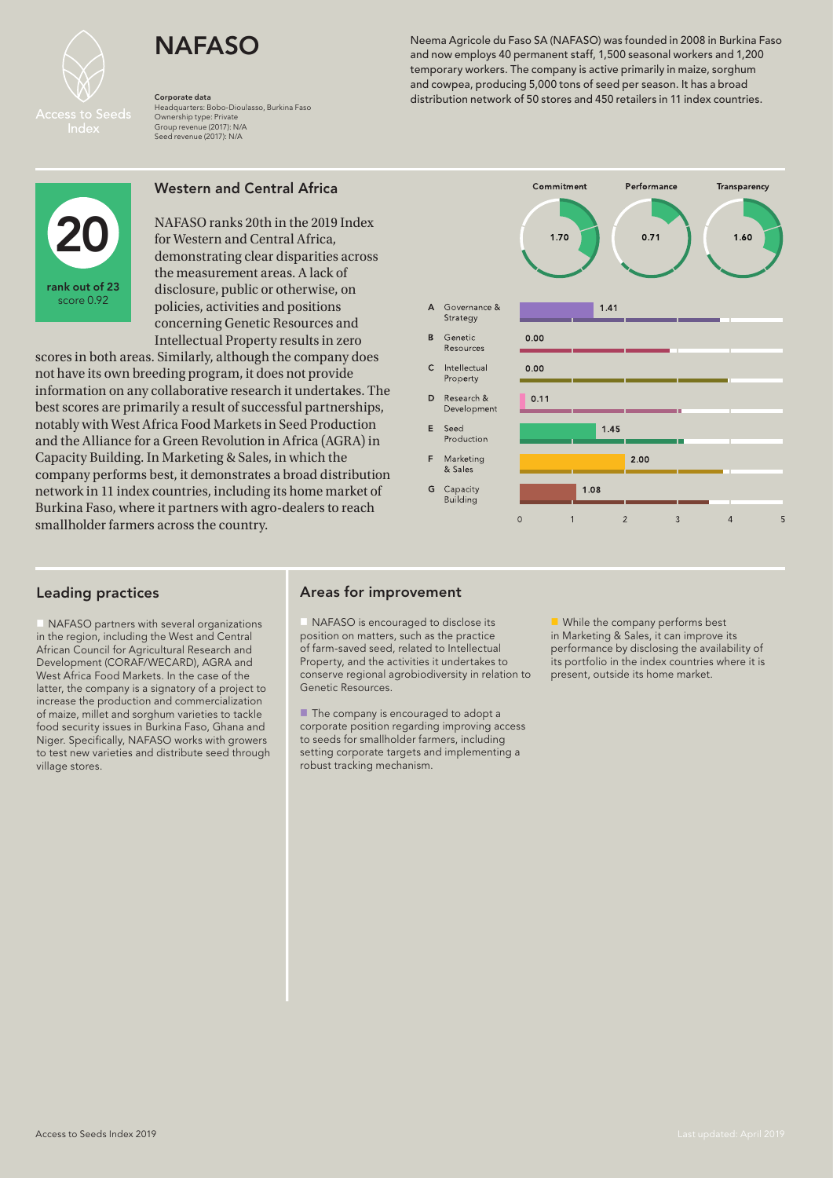# NAFASO

**Corporate data**
Headquarters: Bobo-Dioulasso, Burkina Faso
Ownership type: Private
Group revenue (2017): N/A
Seed revenue (2017): N/A

Neema Agricole du Faso SA (NAFASO) was founded in 2008 in Burkina Faso and now employs 40 permanent staff, 1,500 seasonal workers and 1,200 temporary workers. The company is active primarily in maize, sorghum and cowpea, producing 5,000 tons of seed per season. It has a broad distribution network of 50 stores and 450 retailers in 11 index countries.

## Western and Central Africa

**20**
**rank out of 23**
score 0.92

NAFASO ranks 20th in the 2019 Index for Western and Central Africa, demonstrating clear disparities across the measurement areas. A lack of disclosure, public or otherwise, on policies, activities and positions concerning Genetic Resources and Intellectual Property results in zero scores in both areas. Similarly, although the company does not have its own breeding program, it does not provide information on any collaborative research it undertakes. The best scores are primarily a result of successful partnerships, notably with West Africa Food Markets in Seed Production and the Alliance for a Green Revolution in Africa (AGRA) in Capacity Building. In Marketing & Sales, in which the company performs best, it demonstrates a broad distribution network in 11 index countries, including its home market of Burkina Faso, where it partners with agro-dealers to reach smallholder farmers across the country.

| Commitment | Performance | Transparency |
|---|---|---|
| 1.70 | 0.71 | 1.60 |

| | Measurement area | Score |
|---|---|---|
| A | Governance & Strategy | 1.41 |
| B | Genetic Resources | 0.00 |
| C | Intellectual Property | 0.00 |
| D | Research & Development | 0.11 |
| E | Seed Production | 1.45 |
| F | Marketing & Sales | 2.00 |
| G | Capacity Building | 1.08 |

## Leading practices

- NAFASO partners with several organizations in the region, including the West and Central African Council for Agricultural Research and Development (CORAF/WECARD), AGRA and West Africa Food Markets. In the case of the latter, the company is a signatory of a project to increase the production and commercialization of maize, millet and sorghum varieties to tackle food security issues in Burkina Faso, Ghana and Niger. Specifically, NAFASO works with growers to test new varieties and distribute seed through village stores.

## Areas for improvement

- NAFASO is encouraged to disclose its position on matters, such as the practice of farm-saved seed, related to Intellectual Property, and the activities it undertakes to conserve regional agrobiodiversity in relation to Genetic Resources.
- The company is encouraged to adopt a corporate position regarding improving access to seeds for smallholder farmers, including setting corporate targets and implementing a robust tracking mechanism.
- While the company performs best in Marketing & Sales, it can improve its performance by disclosing the availability of its portfolio in the index countries where it is present, outside its home market.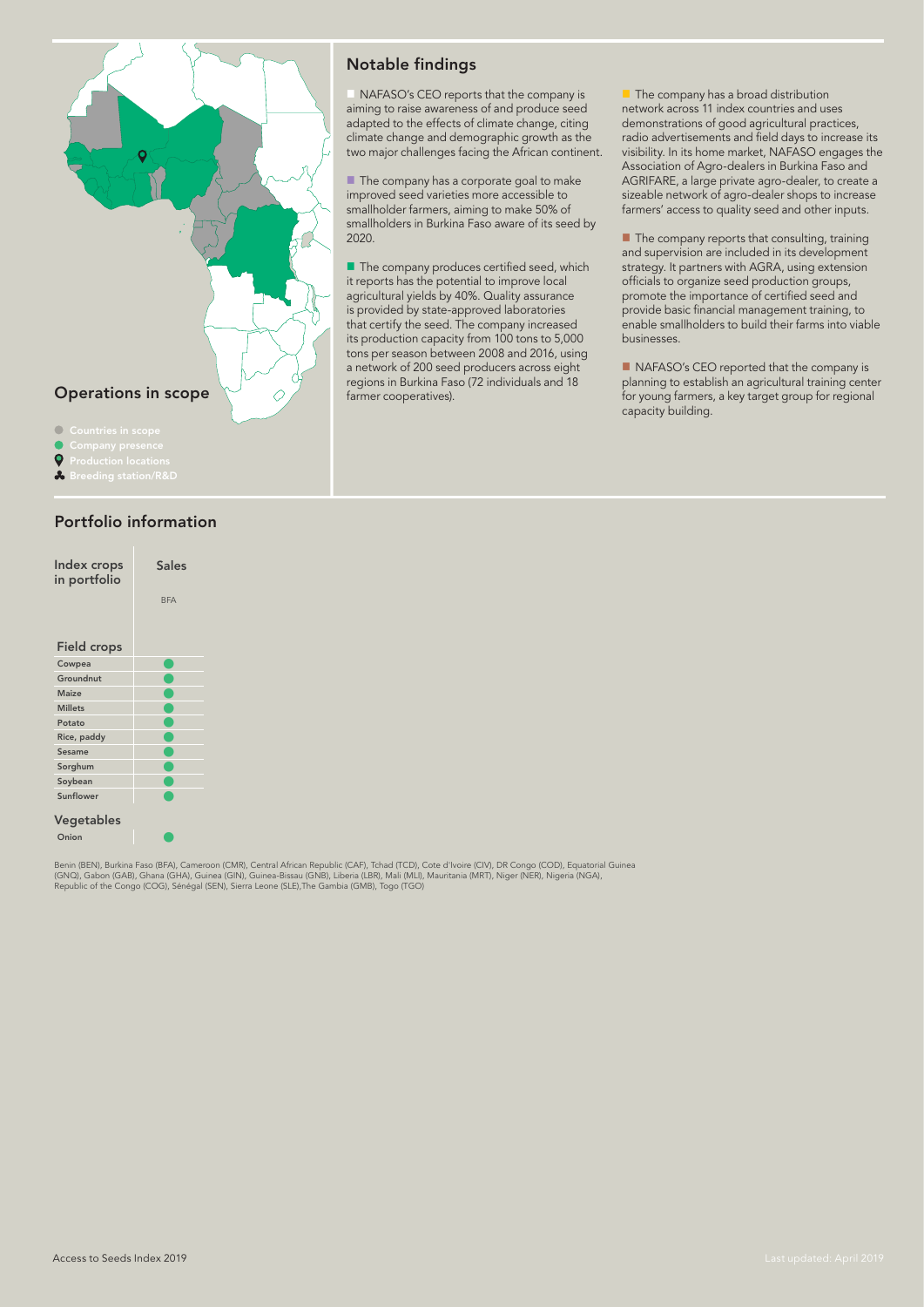## Operations in scope

- Countries in scope
- Company presence
- Production locations
- Breeding station/R&D

## Notable findings

- NAFASO's CEO reports that the company is aiming to raise awareness of and produce seed adapted to the effects of climate change, citing climate change and demographic growth as the two major challenges facing the African continent.

- The company has a corporate goal to make improved seed varieties more accessible to smallholder farmers, aiming to make 50% of smallholders in Burkina Faso aware of its seed by 2020.

- The company produces certified seed, which it reports has the potential to improve local agricultural yields by 40%. Quality assurance is provided by state-approved laboratories that certify the seed. The company increased its production capacity from 100 tons to 5,000 tons per season between 2008 and 2016, using a network of 200 seed producers across eight regions in Burkina Faso (72 individuals and 18 farmer cooperatives).

- The company has a broad distribution network across 11 index countries and uses demonstrations of good agricultural practices, radio advertisements and field days to increase its visibility. In its home market, NAFASO engages the Association of Agro-dealers in Burkina Faso and AGRIFARE, a large private agro-dealer, to create a sizeable network of agro-dealer shops to increase farmers' access to quality seed and other inputs.

- The company reports that consulting, training and supervision are included in its development strategy. It partners with AGRA, using extension officials to organize seed production groups, promote the importance of certified seed and provide basic financial management training, to enable smallholders to build their farms into viable businesses.

- NAFASO's CEO reported that the company is planning to establish an agricultural training center for young farmers, a key target group for regional capacity building.

## Portfolio information

| Index crops in portfolio | Sales |
|---|---|
| | BFA |
| **Field crops** | |
| Cowpea | ● |
| Groundnut | ● |
| Maize | ● |
| Millets | ● |
| Potato | ● |
| Rice, paddy | ● |
| Sesame | ● |
| Sorghum | ● |
| Soybean | ● |
| Sunflower | ● |
| **Vegetables** | |
| Onion | ● |

Benin (BEN), Burkina Faso (BFA), Cameroon (CMR), Central African Republic (CAF), Tchad (TCD), Cote d'Ivoire (CIV), DR Congo (COD), Equatorial Guinea (GNQ), Gabon (GAB), Ghana (GHA), Guinea (GIN), Guinea-Bissau (GNB), Liberia (LBR), Mali (MLI), Mauritania (MRT), Niger (NER), Nigeria (NGA), Republic of the Congo (COG), Sénégal (SEN), Sierra Leone (SLE),The Gambia (GMB), Togo (TGO)